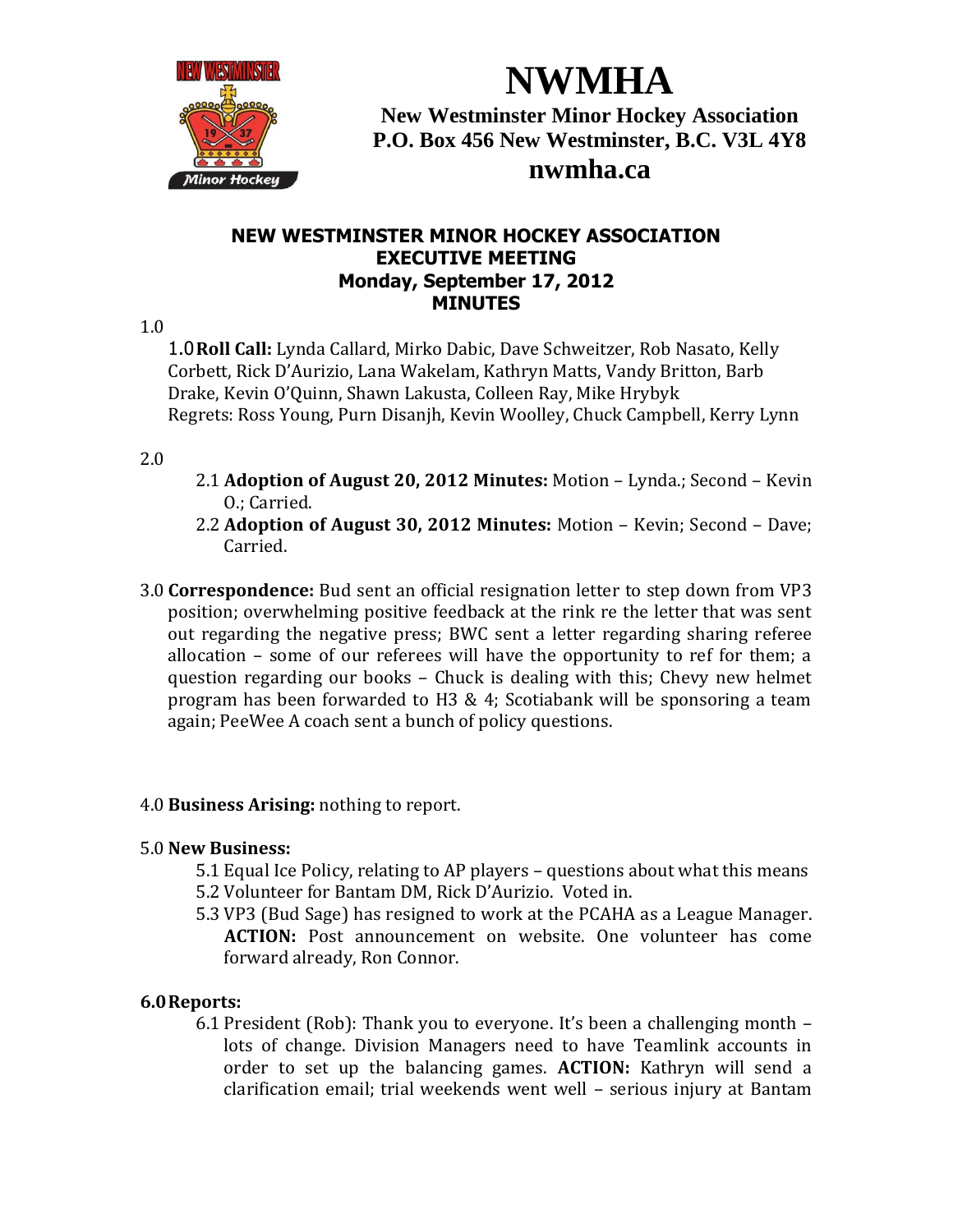# NWMHA

**New Westminster Minor Hockey Association**
**P.O. Box 456 New Westminster, B.C. V3L 4Y8**
**nwmha.ca**

## NEW WESTMINSTER MINOR HOCKEY ASSOCIATION
## EXECUTIVE MEETING
## Monday, September 17, 2012
## MINUTES

1.0

1.0 **Roll Call:** Lynda Callard, Mirko Dabic, Dave Schweitzer, Rob Nasato, Kelly Corbett, Rick D'Aurizio, Lana Wakelam, Kathryn Matts, Vandy Britton, Barb Drake, Kevin O'Quinn, Shawn Lakusta, Colleen Ray, Mike Hrybyk
Regrets: Ross Young, Purn Disanjh, Kevin Woolley, Chuck Campbell, Kerry Lynn

2.0

- 2.1 **Adoption of August 20, 2012 Minutes:** Motion – Lynda.; Second – Kevin O.; Carried.
- 2.2 **Adoption of August 30, 2012 Minutes:** Motion – Kevin; Second – Dave; Carried.

3.0 **Correspondence:** Bud sent an official resignation letter to step down from VP3 position; overwhelming positive feedback at the rink re the letter that was sent out regarding the negative press; BWC sent a letter regarding sharing referee allocation – some of our referees will have the opportunity to ref for them; a question regarding our books – Chuck is dealing with this; Chevy new helmet program has been forwarded to H3 & 4; Scotiabank will be sponsoring a team again; PeeWee A coach sent a bunch of policy questions.

4.0 **Business Arising:** nothing to report.

5.0 **New Business:**

- 5.1 Equal Ice Policy, relating to AP players – questions about what this means
- 5.2 Volunteer for Bantam DM, Rick D'Aurizio. Voted in.
- 5.3 VP3 (Bud Sage) has resigned to work at the PCAHA as a League Manager. **ACTION:** Post announcement on website. One volunteer has come forward already, Ron Connor.

**6.0 Reports:**

- 6.1 President (Rob): Thank you to everyone. It's been a challenging month – lots of change. Division Managers need to have Teamlink accounts in order to set up the balancing games. **ACTION:** Kathryn will send a clarification email; trial weekends went well – serious injury at Bantam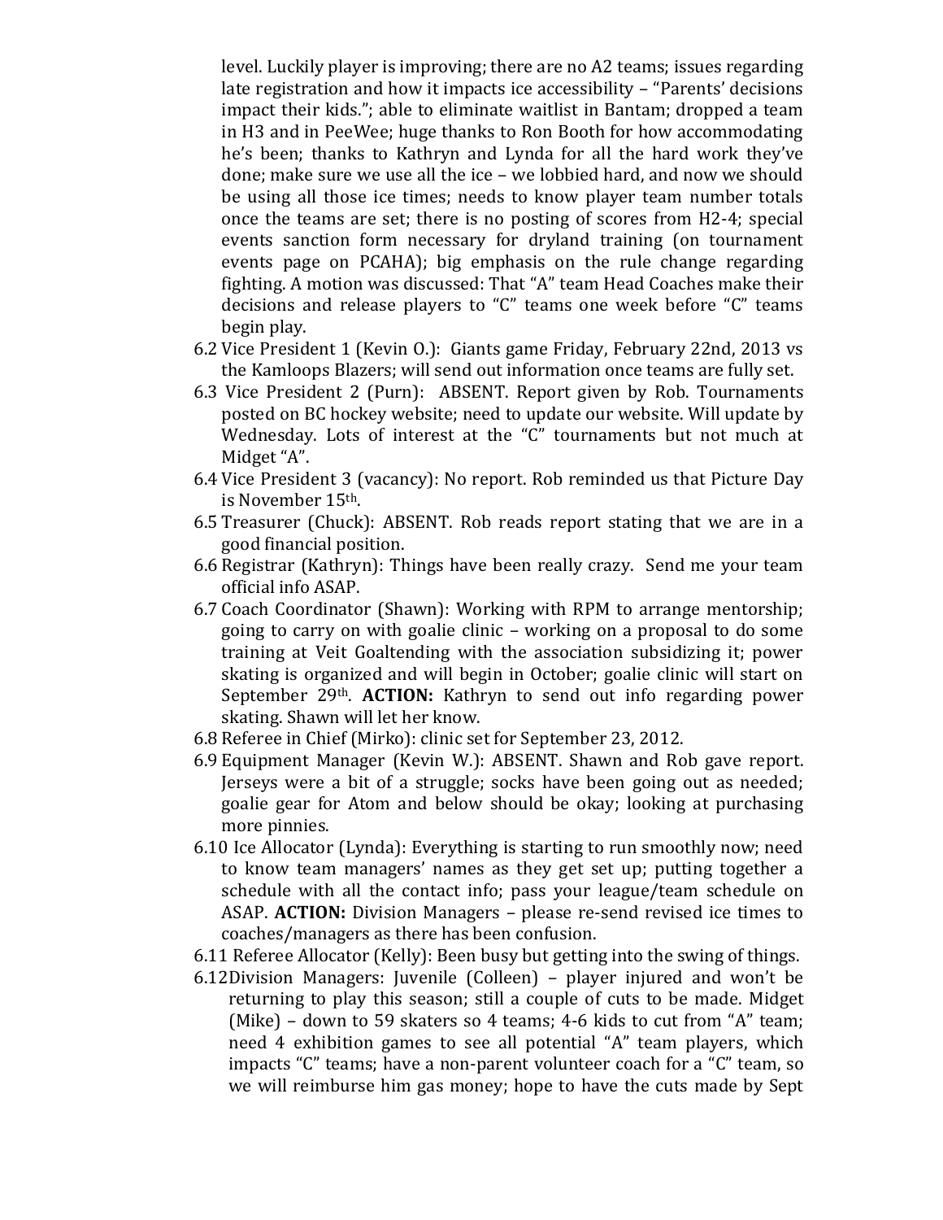level. Luckily player is improving; there are no A2 teams; issues regarding late registration and how it impacts ice accessibility – "Parents' decisions impact their kids."; able to eliminate waitlist in Bantam; dropped a team in H3 and in PeeWee; huge thanks to Ron Booth for how accommodating he's been; thanks to Kathryn and Lynda for all the hard work they've done; make sure we use all the ice – we lobbied hard, and now we should be using all those ice times; needs to know player team number totals once the teams are set; there is no posting of scores from H2-4; special events sanction form necessary for dryland training (on tournament events page on PCAHA); big emphasis on the rule change regarding fighting. A motion was discussed: That "A" team Head Coaches make their decisions and release players to "C" teams one week before "C" teams begin play.

6.2 Vice President 1 (Kevin O.): Giants game Friday, February 22nd, 2013 vs the Kamloops Blazers; will send out information once teams are fully set.

6.3 Vice President 2 (Purn): ABSENT. Report given by Rob. Tournaments posted on BC hockey website; need to update our website. Will update by Wednesday. Lots of interest at the "C" tournaments but not much at Midget "A".

6.4 Vice President 3 (vacancy): No report. Rob reminded us that Picture Day is November 15th.

6.5 Treasurer (Chuck): ABSENT. Rob reads report stating that we are in a good financial position.

6.6 Registrar (Kathryn): Things have been really crazy. Send me your team official info ASAP.

6.7 Coach Coordinator (Shawn): Working with RPM to arrange mentorship; going to carry on with goalie clinic – working on a proposal to do some training at Veit Goaltending with the association subsidizing it; power skating is organized and will begin in October; goalie clinic will start on September 29th. **ACTION:** Kathryn to send out info regarding power skating. Shawn will let her know.

6.8 Referee in Chief (Mirko): clinic set for September 23, 2012.

6.9 Equipment Manager (Kevin W.): ABSENT. Shawn and Rob gave report. Jerseys were a bit of a struggle; socks have been going out as needed; goalie gear for Atom and below should be okay; looking at purchasing more pinnies.

6.10 Ice Allocator (Lynda): Everything is starting to run smoothly now; need to know team managers' names as they get set up; putting together a schedule with all the contact info; pass your league/team schedule on ASAP. **ACTION:** Division Managers – please re-send revised ice times to coaches/managers as there has been confusion.

6.11 Referee Allocator (Kelly): Been busy but getting into the swing of things.

6.12 Division Managers: Juvenile (Colleen) – player injured and won't be returning to play this season; still a couple of cuts to be made. Midget (Mike) – down to 59 skaters so 4 teams; 4-6 kids to cut from "A" team; need 4 exhibition games to see all potential "A" team players, which impacts "C" teams; have a non-parent volunteer coach for a "C" team, so we will reimburse him gas money; hope to have the cuts made by Sept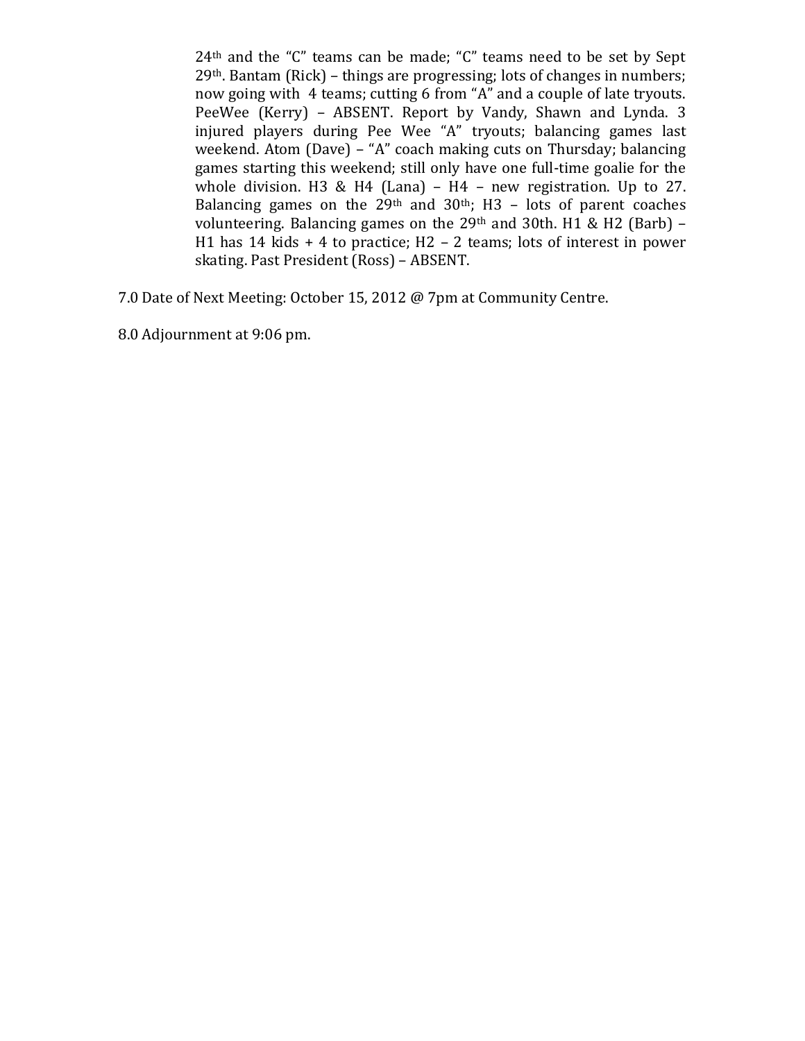24th and the "C" teams can be made; "C" teams need to be set by Sept 29th. Bantam (Rick) – things are progressing; lots of changes in numbers; now going with 4 teams; cutting 6 from "A" and a couple of late tryouts. PeeWee (Kerry) – ABSENT. Report by Vandy, Shawn and Lynda. 3 injured players during Pee Wee "A" tryouts; balancing games last weekend. Atom (Dave) – "A" coach making cuts on Thursday; balancing games starting this weekend; still only have one full-time goalie for the whole division. H3 & H4 (Lana) – H4 – new registration. Up to 27. Balancing games on the 29th and 30th; H3 – lots of parent coaches volunteering. Balancing games on the 29th and 30th. H1 & H2 (Barb) – H1 has 14 kids + 4 to practice; H2 – 2 teams; lots of interest in power skating. Past President (Ross) – ABSENT.

7.0 Date of Next Meeting: October 15, 2012 @ 7pm at Community Centre.

8.0 Adjournment at 9:06 pm.